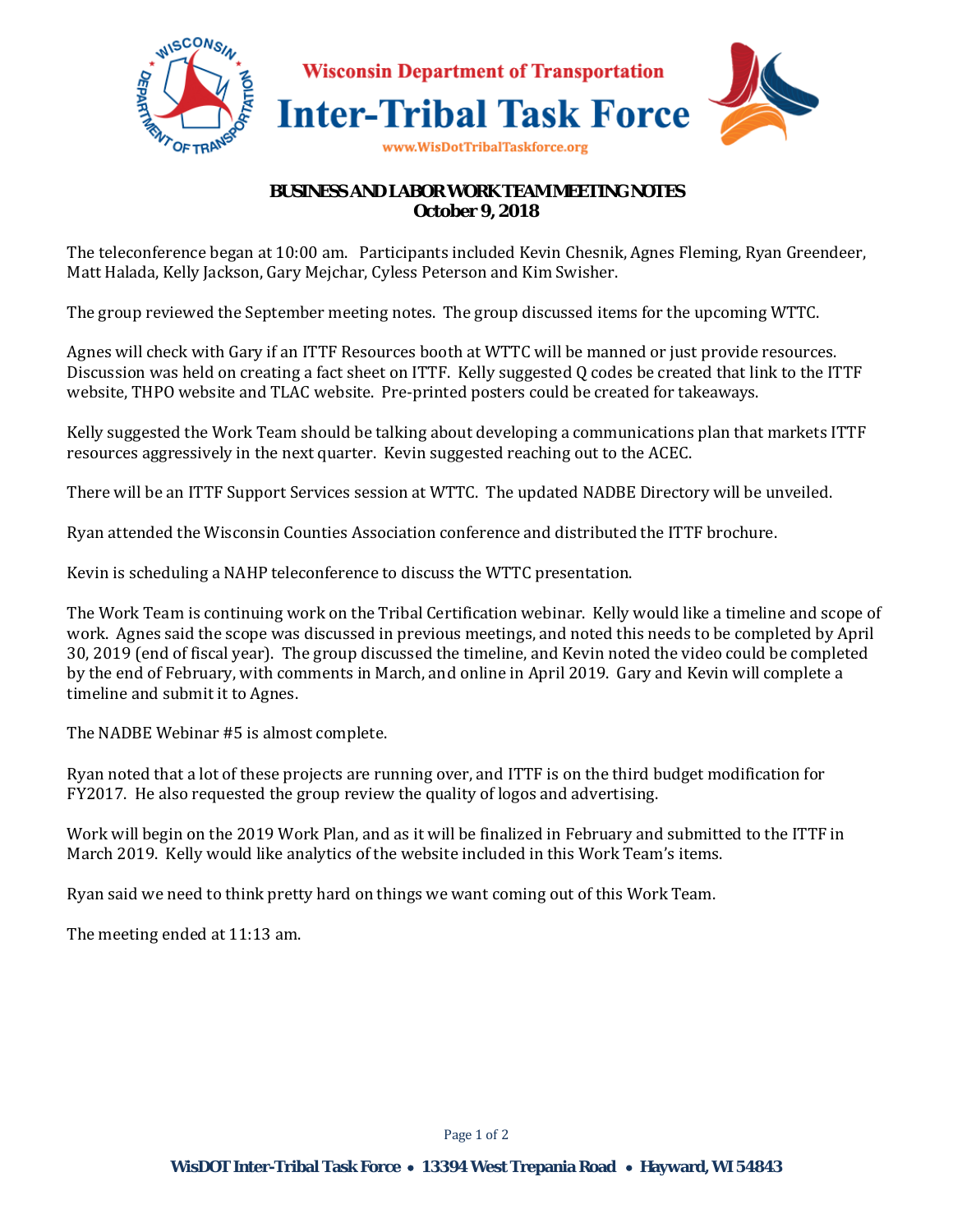Wisconsin Department of Transportation

# Inter-Tribal Task Force

www.WisDotTribalTaskforce.org

## BUSINESS AND LABOR WORK TEAM MEETING NOTES
## October 9, 2018

The teleconference began at 10:00 am. Participants included Kevin Chesnik, Agnes Fleming, Ryan Greendeer, Matt Halada, Kelly Jackson, Gary Mejchar, Cyless Peterson and Kim Swisher.

The group reviewed the September meeting notes. The group discussed items for the upcoming WTTC.

Agnes will check with Gary if an ITTF Resources booth at WTTC will be manned or just provide resources. Discussion was held on creating a fact sheet on ITTF. Kelly suggested Q codes be created that link to the ITTF website, THPO website and TLAC website. Pre-printed posters could be created for takeaways.

Kelly suggested the Work Team should be talking about developing a communications plan that markets ITTF resources aggressively in the next quarter. Kevin suggested reaching out to the ACEC.

There will be an ITTF Support Services session at WTTC. The updated NADBE Directory will be unveiled.

Ryan attended the Wisconsin Counties Association conference and distributed the ITTF brochure.

Kevin is scheduling a NAHP teleconference to discuss the WTTC presentation.

The Work Team is continuing work on the Tribal Certification webinar. Kelly would like a timeline and scope of work. Agnes said the scope was discussed in previous meetings, and noted this needs to be completed by April 30, 2019 (end of fiscal year). The group discussed the timeline, and Kevin noted the video could be completed by the end of February, with comments in March, and online in April 2019. Gary and Kevin will complete a timeline and submit it to Agnes.

The NADBE Webinar #5 is almost complete.

Ryan noted that a lot of these projects are running over, and ITTF is on the third budget modification for FY2017. He also requested the group review the quality of logos and advertising.

Work will begin on the 2019 Work Plan, and as it will be finalized in February and submitted to the ITTF in March 2019. Kelly would like analytics of the website included in this Work Team's items.

Ryan said we need to think pretty hard on things we want coming out of this Work Team.

The meeting ended at 11:13 am.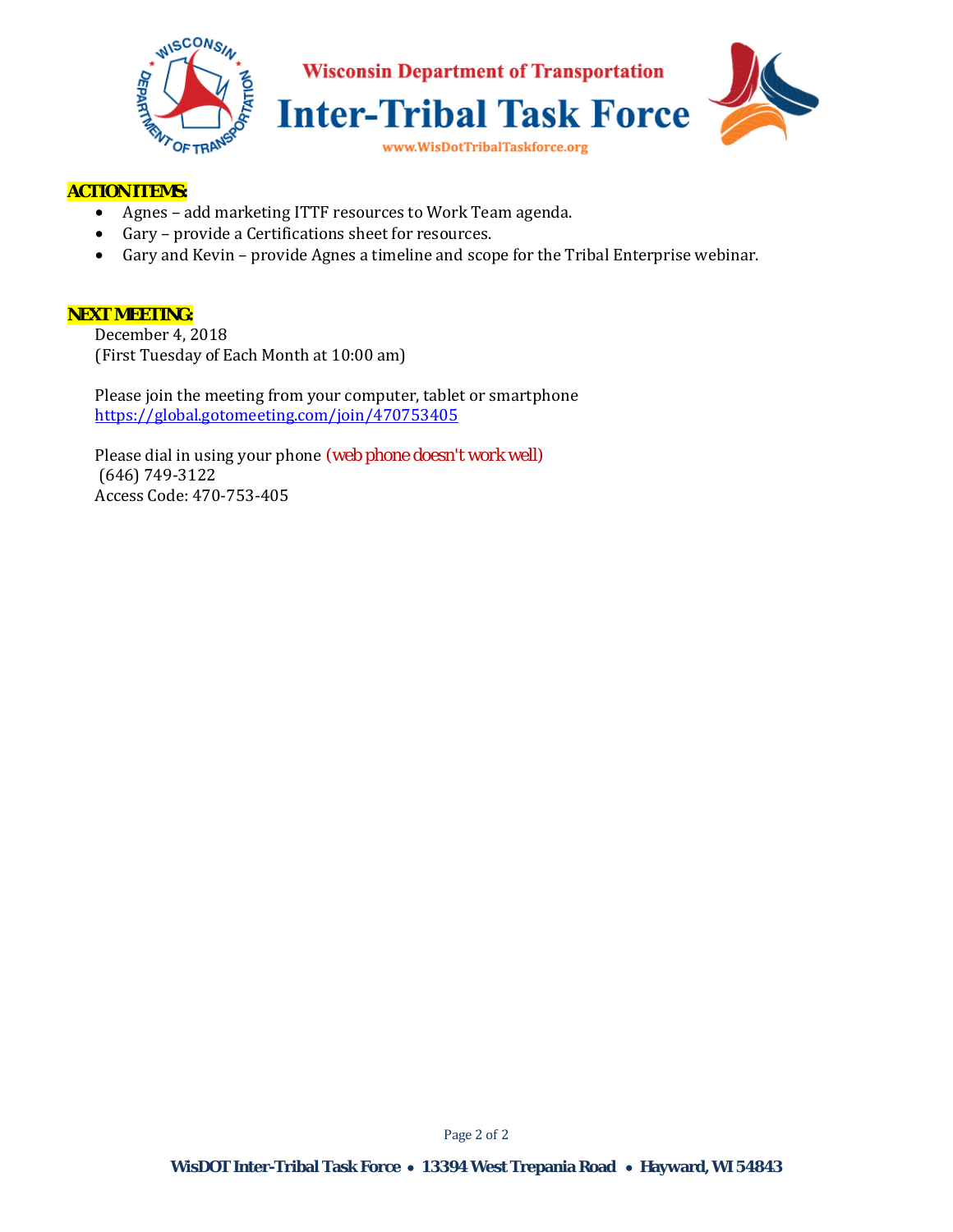**ACTION ITEMS:**

- Agnes – add marketing ITTF resources to Work Team agenda.
- Gary – provide a Certifications sheet for resources.
- Gary and Kevin – provide Agnes a timeline and scope for the Tribal Enterprise webinar.

**NEXT MEETING:**

December 4, 2018
(First Tuesday of Each Month at 10:00 am)

Please join the meeting from your computer, tablet or smartphone
https://global.gotomeeting.com/join/470753405

Please dial in using your phone (web phone doesn't work well)
(646) 749-3122
Access Code: 470-753-405